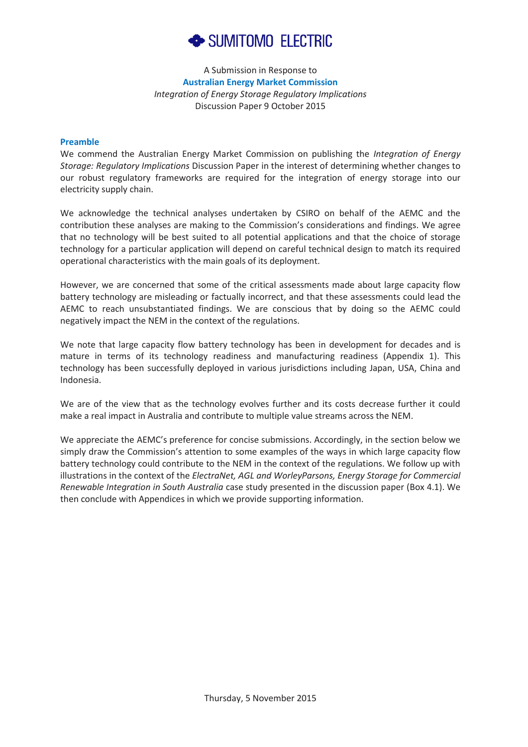# SUMITOMO ELECTRIC

A Submission in Response to

**Australian Energy Market Commission**

*Integration of Energy Storage Regulatory Implications*

Discussion Paper 9 October 2015

## Preamble

We commend the Australian Energy Market Commission on publishing the *Integration of Energy Storage: Regulatory Implications* Discussion Paper in the interest of determining whether changes to our robust regulatory frameworks are required for the integration of energy storage into our electricity supply chain.

We acknowledge the technical analyses undertaken by CSIRO on behalf of the AEMC and the contribution these analyses are making to the Commission's considerations and findings. We agree that no technology will be best suited to all potential applications and that the choice of storage technology for a particular application will depend on careful technical design to match its required operational characteristics with the main goals of its deployment.

However, we are concerned that some of the critical assessments made about large capacity flow battery technology are misleading or factually incorrect, and that these assessments could lead the AEMC to reach unsubstantiated findings. We are conscious that by doing so the AEMC could negatively impact the NEM in the context of the regulations.

We note that large capacity flow battery technology has been in development for decades and is mature in terms of its technology readiness and manufacturing readiness (Appendix 1). This technology has been successfully deployed in various jurisdictions including Japan, USA, China and Indonesia.

We are of the view that as the technology evolves further and its costs decrease further it could make a real impact in Australia and contribute to multiple value streams across the NEM.

We appreciate the AEMC's preference for concise submissions. Accordingly, in the section below we simply draw the Commission's attention to some examples of the ways in which large capacity flow battery technology could contribute to the NEM in the context of the regulations. We follow up with illustrations in the context of the *ElectraNet, AGL and WorleyParsons, Energy Storage for Commercial Renewable Integration in South Australia* case study presented in the discussion paper (Box 4.1). We then conclude with Appendices in which we provide supporting information.

Thursday, 5 November 2015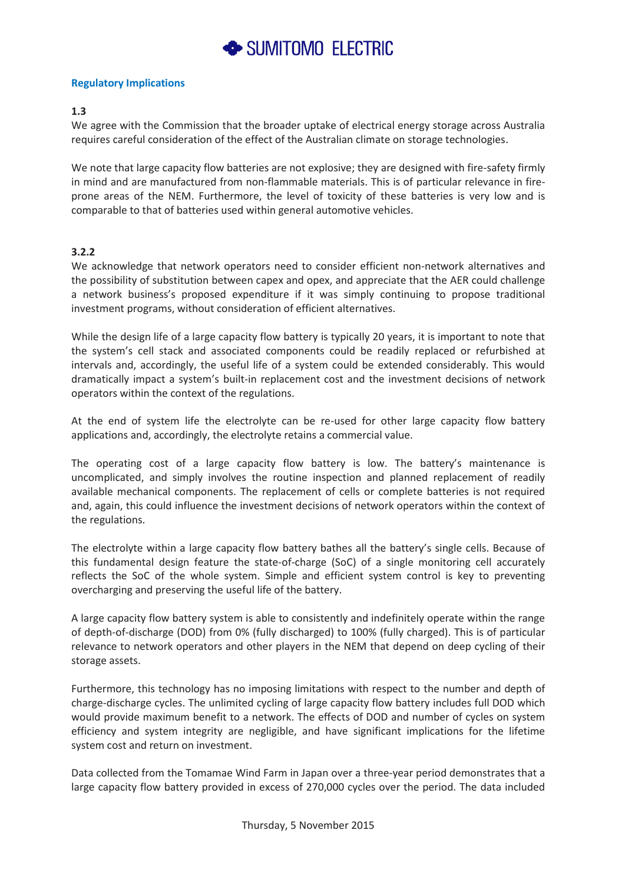## Regulatory Implications

### 1.3

We agree with the Commission that the broader uptake of electrical energy storage across Australia requires careful consideration of the effect of the Australian climate on storage technologies.

We note that large capacity flow batteries are not explosive; they are designed with fire-safety firmly in mind and are manufactured from non-flammable materials. This is of particular relevance in fire-prone areas of the NEM. Furthermore, the level of toxicity of these batteries is very low and is comparable to that of batteries used within general automotive vehicles.

### 3.2.2

We acknowledge that network operators need to consider efficient non-network alternatives and the possibility of substitution between capex and opex, and appreciate that the AER could challenge a network business's proposed expenditure if it was simply continuing to propose traditional investment programs, without consideration of efficient alternatives.

While the design life of a large capacity flow battery is typically 20 years, it is important to note that the system's cell stack and associated components could be readily replaced or refurbished at intervals and, accordingly, the useful life of a system could be extended considerably. This would dramatically impact a system's built-in replacement cost and the investment decisions of network operators within the context of the regulations.

At the end of system life the electrolyte can be re-used for other large capacity flow battery applications and, accordingly, the electrolyte retains a commercial value.

The operating cost of a large capacity flow battery is low. The battery's maintenance is uncomplicated, and simply involves the routine inspection and planned replacement of readily available mechanical components. The replacement of cells or complete batteries is not required and, again, this could influence the investment decisions of network operators within the context of the regulations.

The electrolyte within a large capacity flow battery bathes all the battery's single cells. Because of this fundamental design feature the state-of-charge (SoC) of a single monitoring cell accurately reflects the SoC of the whole system. Simple and efficient system control is key to preventing overcharging and preserving the useful life of the battery.

A large capacity flow battery system is able to consistently and indefinitely operate within the range of depth-of-discharge (DOD) from 0% (fully discharged) to 100% (fully charged). This is of particular relevance to network operators and other players in the NEM that depend on deep cycling of their storage assets.

Furthermore, this technology has no imposing limitations with respect to the number and depth of charge-discharge cycles. The unlimited cycling of large capacity flow battery includes full DOD which would provide maximum benefit to a network. The effects of DOD and number of cycles on system efficiency and system integrity are negligible, and have significant implications for the lifetime system cost and return on investment.

Data collected from the Tomamae Wind Farm in Japan over a three-year period demonstrates that a large capacity flow battery provided in excess of 270,000 cycles over the period. The data included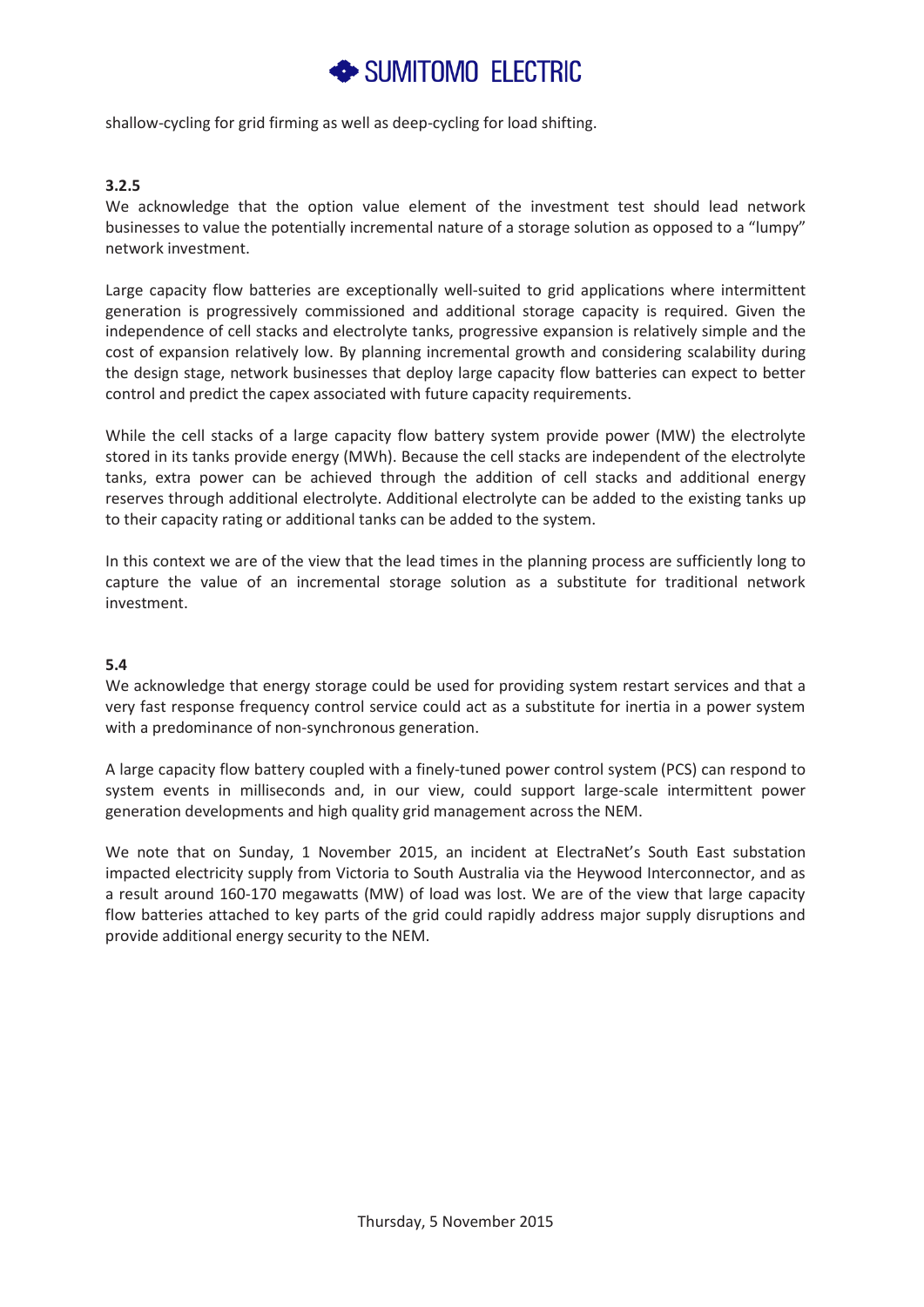shallow-cycling for grid firming as well as deep-cycling for load shifting.

**3.2.5**

We acknowledge that the option value element of the investment test should lead network businesses to value the potentially incremental nature of a storage solution as opposed to a "lumpy" network investment.

Large capacity flow batteries are exceptionally well-suited to grid applications where intermittent generation is progressively commissioned and additional storage capacity is required. Given the independence of cell stacks and electrolyte tanks, progressive expansion is relatively simple and the cost of expansion relatively low. By planning incremental growth and considering scalability during the design stage, network businesses that deploy large capacity flow batteries can expect to better control and predict the capex associated with future capacity requirements.

While the cell stacks of a large capacity flow battery system provide power (MW) the electrolyte stored in its tanks provide energy (MWh). Because the cell stacks are independent of the electrolyte tanks, extra power can be achieved through the addition of cell stacks and additional energy reserves through additional electrolyte. Additional electrolyte can be added to the existing tanks up to their capacity rating or additional tanks can be added to the system.

In this context we are of the view that the lead times in the planning process are sufficiently long to capture the value of an incremental storage solution as a substitute for traditional network investment.

**5.4**

We acknowledge that energy storage could be used for providing system restart services and that a very fast response frequency control service could act as a substitute for inertia in a power system with a predominance of non-synchronous generation.

A large capacity flow battery coupled with a finely-tuned power control system (PCS) can respond to system events in milliseconds and, in our view, could support large-scale intermittent power generation developments and high quality grid management across the NEM.

We note that on Sunday, 1 November 2015, an incident at ElectraNet's South East substation impacted electricity supply from Victoria to South Australia via the Heywood Interconnector, and as a result around 160-170 megawatts (MW) of load was lost. We are of the view that large capacity flow batteries attached to key parts of the grid could rapidly address major supply disruptions and provide additional energy security to the NEM.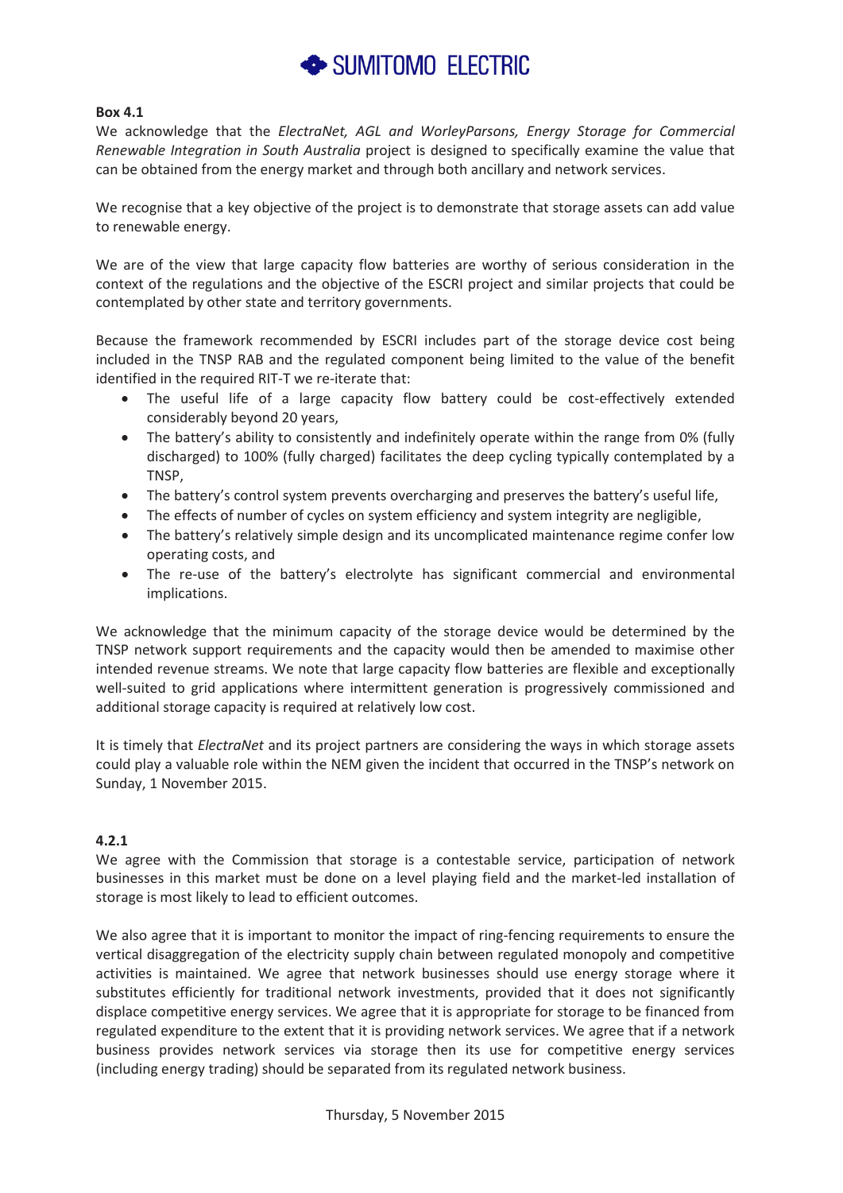**Box 4.1**

We acknowledge that the *ElectraNet, AGL and WorleyParsons, Energy Storage for Commercial Renewable Integration in South Australia* project is designed to specifically examine the value that can be obtained from the energy market and through both ancillary and network services.

We recognise that a key objective of the project is to demonstrate that storage assets can add value to renewable energy.

We are of the view that large capacity flow batteries are worthy of serious consideration in the context of the regulations and the objective of the ESCRI project and similar projects that could be contemplated by other state and territory governments.

Because the framework recommended by ESCRI includes part of the storage device cost being included in the TNSP RAB and the regulated component being limited to the value of the benefit identified in the required RIT-T we re-iterate that:

- The useful life of a large capacity flow battery could be cost-effectively extended considerably beyond 20 years,
- The battery's ability to consistently and indefinitely operate within the range from 0% (fully discharged) to 100% (fully charged) facilitates the deep cycling typically contemplated by a TNSP,
- The battery's control system prevents overcharging and preserves the battery's useful life,
- The effects of number of cycles on system efficiency and system integrity are negligible,
- The battery's relatively simple design and its uncomplicated maintenance regime confer low operating costs, and
- The re-use of the battery's electrolyte has significant commercial and environmental implications.

We acknowledge that the minimum capacity of the storage device would be determined by the TNSP network support requirements and the capacity would then be amended to maximise other intended revenue streams. We note that large capacity flow batteries are flexible and exceptionally well-suited to grid applications where intermittent generation is progressively commissioned and additional storage capacity is required at relatively low cost.

It is timely that *ElectraNet* and its project partners are considering the ways in which storage assets could play a valuable role within the NEM given the incident that occurred in the TNSP's network on Sunday, 1 November 2015.

**4.2.1**

We agree with the Commission that storage is a contestable service, participation of network businesses in this market must be done on a level playing field and the market-led installation of storage is most likely to lead to efficient outcomes.

We also agree that it is important to monitor the impact of ring-fencing requirements to ensure the vertical disaggregation of the electricity supply chain between regulated monopoly and competitive activities is maintained. We agree that network businesses should use energy storage where it substitutes efficiently for traditional network investments, provided that it does not significantly displace competitive energy services. We agree that it is appropriate for storage to be financed from regulated expenditure to the extent that it is providing network services. We agree that if a network business provides network services via storage then its use for competitive energy services (including energy trading) should be separated from its regulated network business.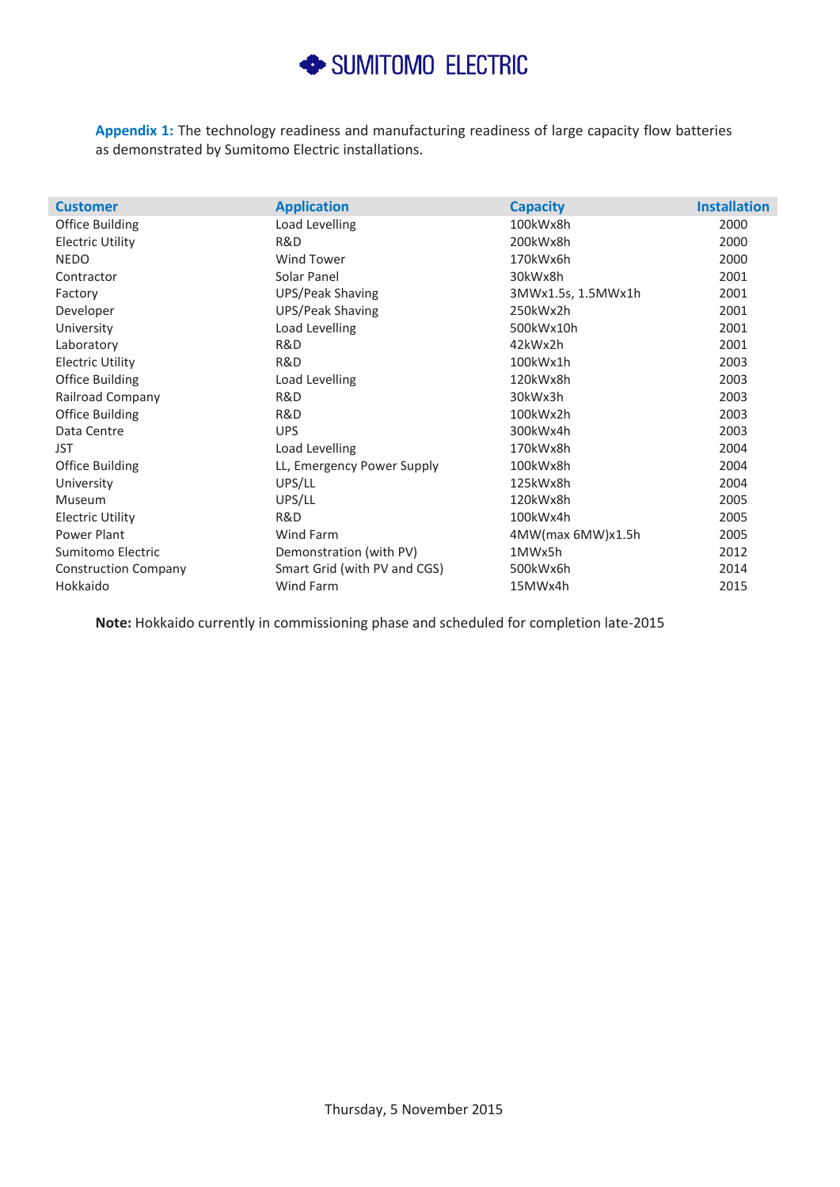**Appendix 1:** The technology readiness and manufacturing readiness of large capacity flow batteries as demonstrated by Sumitomo Electric installations.

| Customer | Application | Capacity | Installation |
|---|---|---|---|
| Office Building | Load Levelling | 100kWx8h | 2000 |
| Electric Utility | R&D | 200kWx8h | 2000 |
| NEDO | Wind Tower | 170kWx6h | 2000 |
| Contractor | Solar Panel | 30kWx8h | 2001 |
| Factory | UPS/Peak Shaving | 3MWx1.5s, 1.5MWx1h | 2001 |
| Developer | UPS/Peak Shaving | 250kWx2h | 2001 |
| University | Load Levelling | 500kWx10h | 2001 |
| Laboratory | R&D | 42kWx2h | 2001 |
| Electric Utility | R&D | 100kWx1h | 2003 |
| Office Building | Load Levelling | 120kWx8h | 2003 |
| Railroad Company | R&D | 30kWx3h | 2003 |
| Office Building | R&D | 100kWx2h | 2003 |
| Data Centre | UPS | 300kWx4h | 2003 |
| JST | Load Levelling | 170kWx8h | 2004 |
| Office Building | LL, Emergency Power Supply | 100kWx8h | 2004 |
| University | UPS/LL | 125kWx8h | 2004 |
| Museum | UPS/LL | 120kWx8h | 2005 |
| Electric Utility | R&D | 100kWx4h | 2005 |
| Power Plant | Wind Farm | 4MW(max 6MW)x1.5h | 2005 |
| Sumitomo Electric | Demonstration (with PV) | 1MWx5h | 2012 |
| Construction Company | Smart Grid (with PV and CGS) | 500kWx6h | 2014 |
| Hokkaido | Wind Farm | 15MWx4h | 2015 |

**Note:** Hokkaido currently in commissioning phase and scheduled for completion late-2015

Thursday, 5 November 2015